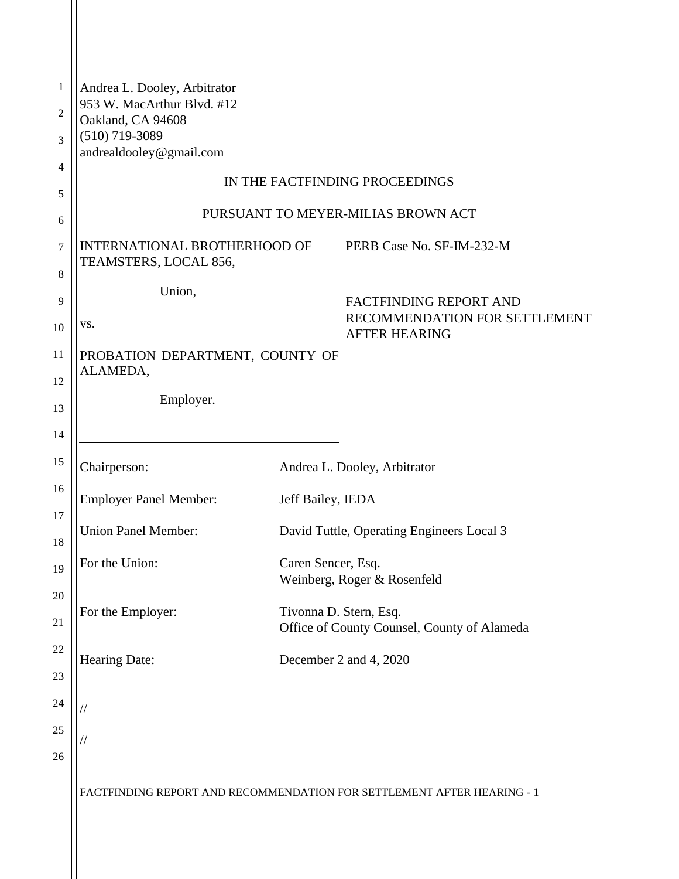Andrea L. Dooley, Arbitrator
953 W. MacArthur Blvd. #12
Oakland, CA 94608
(510) 719-3089
andrealdooley@gmail.com

IN THE FACTFINDING PROCEEDINGS

PURSUANT TO MEYER-MILIAS BROWN ACT

| | |
|---|---|
| INTERNATIONAL BROTHERHOOD OF TEAMSTERS, LOCAL 856,<br><br>Union,<br><br>vs.<br><br>PROBATION DEPARTMENT, COUNTY OF ALAMEDA,<br><br>Employer. | PERB Case No. SF-IM-232-M<br><br>FACTFINDING REPORT AND RECOMMENDATION FOR SETTLEMENT AFTER HEARING |

| | |
|---|---|
| Chairperson: | Andrea L. Dooley, Arbitrator |
| Employer Panel Member: | Jeff Bailey, IEDA |
| Union Panel Member: | David Tuttle, Operating Engineers Local 3 |
| For the Union: | Caren Sencer, Esq.<br>Weinberg, Roger & Rosenfeld |
| For the Employer: | Tivonna D. Stern, Esq.<br>Office of County Counsel, County of Alameda |
| Hearing Date: | December 2 and 4, 2020 |

//

//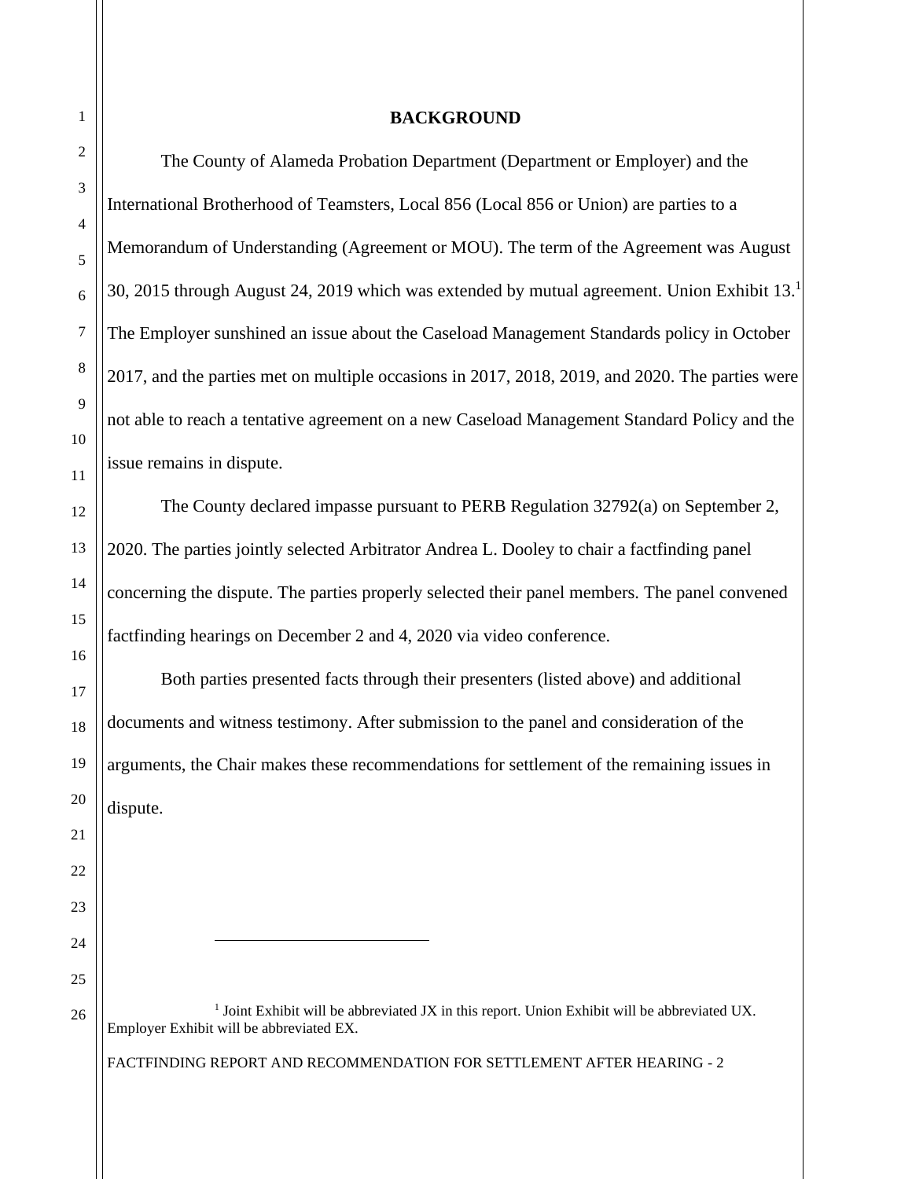## BACKGROUND

The County of Alameda Probation Department (Department or Employer) and the International Brotherhood of Teamsters, Local 856 (Local 856 or Union) are parties to a Memorandum of Understanding (Agreement or MOU). The term of the Agreement was August 30, 2015 through August 24, 2019 which was extended by mutual agreement. Union Exhibit 13.[1] The Employer sunshined an issue about the Caseload Management Standards policy in October 2017, and the parties met on multiple occasions in 2017, 2018, 2019, and 2020. The parties were not able to reach a tentative agreement on a new Caseload Management Standard Policy and the issue remains in dispute.

The County declared impasse pursuant to PERB Regulation 32792(a) on September 2, 2020. The parties jointly selected Arbitrator Andrea L. Dooley to chair a factfinding panel concerning the dispute. The parties properly selected their panel members. The panel convened factfinding hearings on December 2 and 4, 2020 via video conference.

Both parties presented facts through their presenters (listed above) and additional documents and witness testimony. After submission to the panel and consideration of the arguments, the Chair makes these recommendations for settlement of the remaining issues in dispute.

---

[1] Joint Exhibit will be abbreviated JX in this report. Union Exhibit will be abbreviated UX. Employer Exhibit will be abbreviated EX.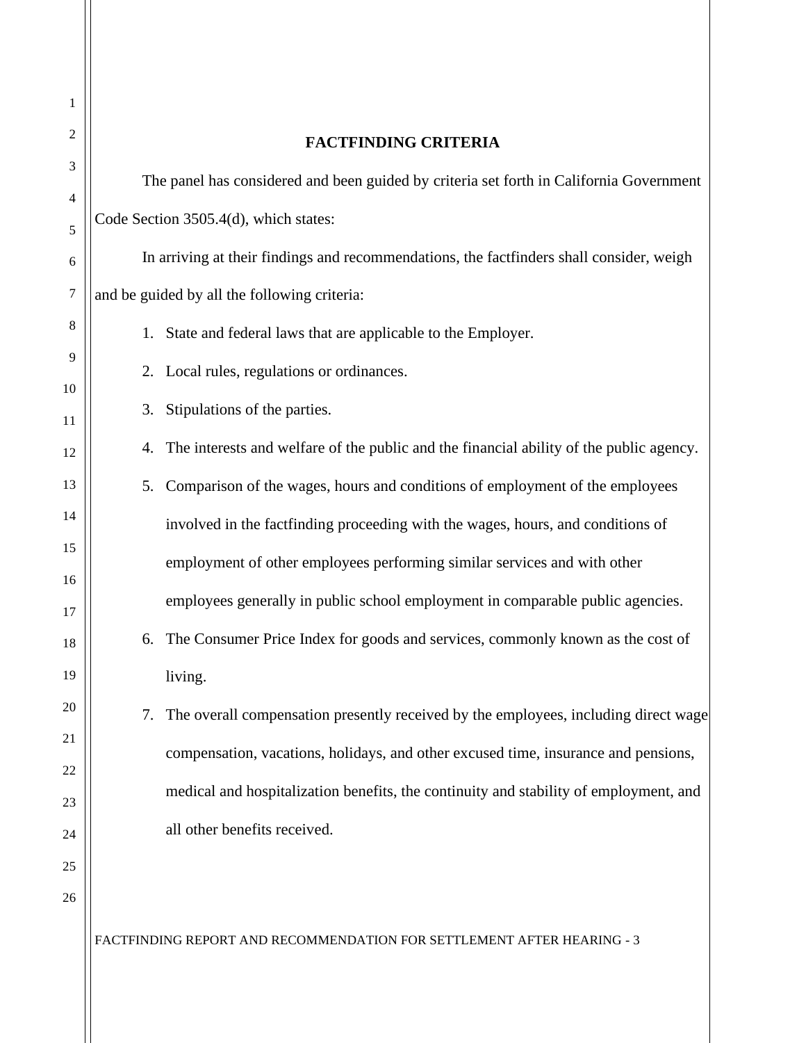## FACTFINDING CRITERIA

The panel has considered and been guided by criteria set forth in California Government Code Section 3505.4(d), which states:

In arriving at their findings and recommendations, the factfinders shall consider, weigh and be guided by all the following criteria:

1. State and federal laws that are applicable to the Employer.
2. Local rules, regulations or ordinances.
3. Stipulations of the parties.
4. The interests and welfare of the public and the financial ability of the public agency.
5. Comparison of the wages, hours and conditions of employment of the employees involved in the factfinding proceeding with the wages, hours, and conditions of employment of other employees performing similar services and with other employees generally in public school employment in comparable public agencies.
6. The Consumer Price Index for goods and services, commonly known as the cost of living.
7. The overall compensation presently received by the employees, including direct wage compensation, vacations, holidays, and other excused time, insurance and pensions, medical and hospitalization benefits, the continuity and stability of employment, and all other benefits received.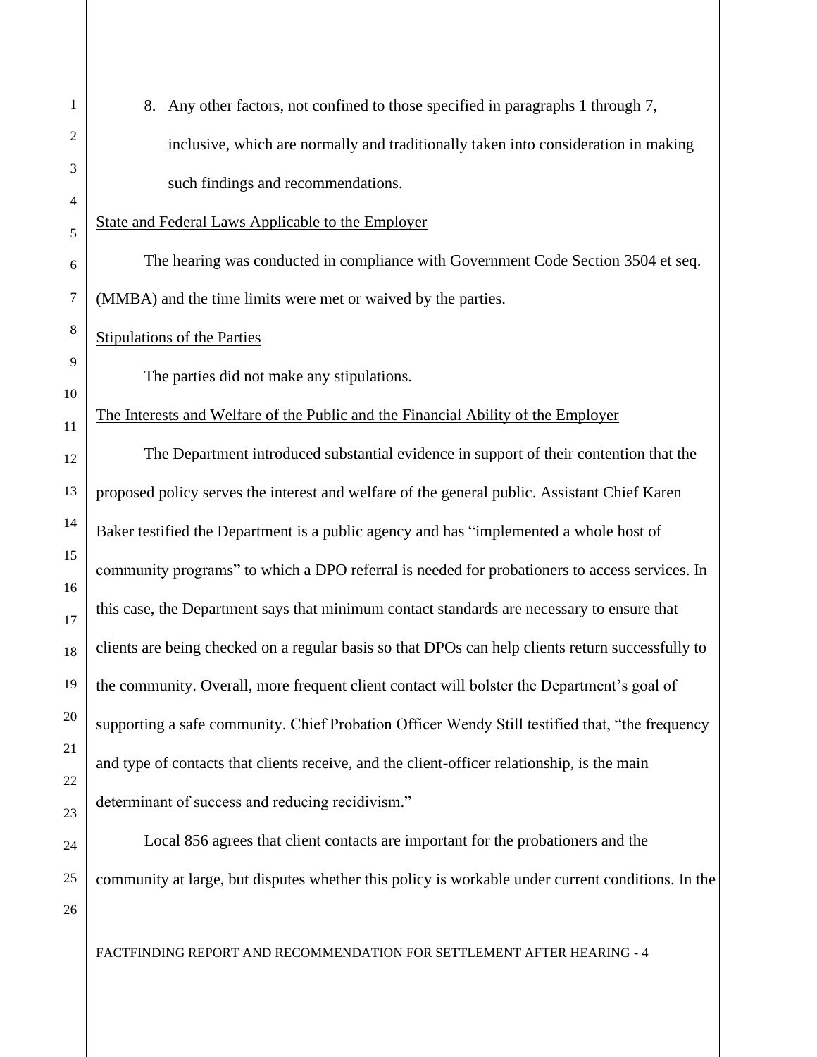8. Any other factors, not confined to those specified in paragraphs 1 through 7, inclusive, which are normally and traditionally taken into consideration in making such findings and recommendations.

State and Federal Laws Applicable to the Employer

The hearing was conducted in compliance with Government Code Section 3504 et seq. (MMBA) and the time limits were met or waived by the parties.

Stipulations of the Parties

The parties did not make any stipulations.

The Interests and Welfare of the Public and the Financial Ability of the Employer

The Department introduced substantial evidence in support of their contention that the proposed policy serves the interest and welfare of the general public. Assistant Chief Karen Baker testified the Department is a public agency and has "implemented a whole host of community programs" to which a DPO referral is needed for probationers to access services. In this case, the Department says that minimum contact standards are necessary to ensure that clients are being checked on a regular basis so that DPOs can help clients return successfully to the community. Overall, more frequent client contact will bolster the Department's goal of supporting a safe community. Chief Probation Officer Wendy Still testified that, "the frequency and type of contacts that clients receive, and the client-officer relationship, is the main determinant of success and reducing recidivism."

Local 856 agrees that client contacts are important for the probationers and the community at large, but disputes whether this policy is workable under current conditions. In the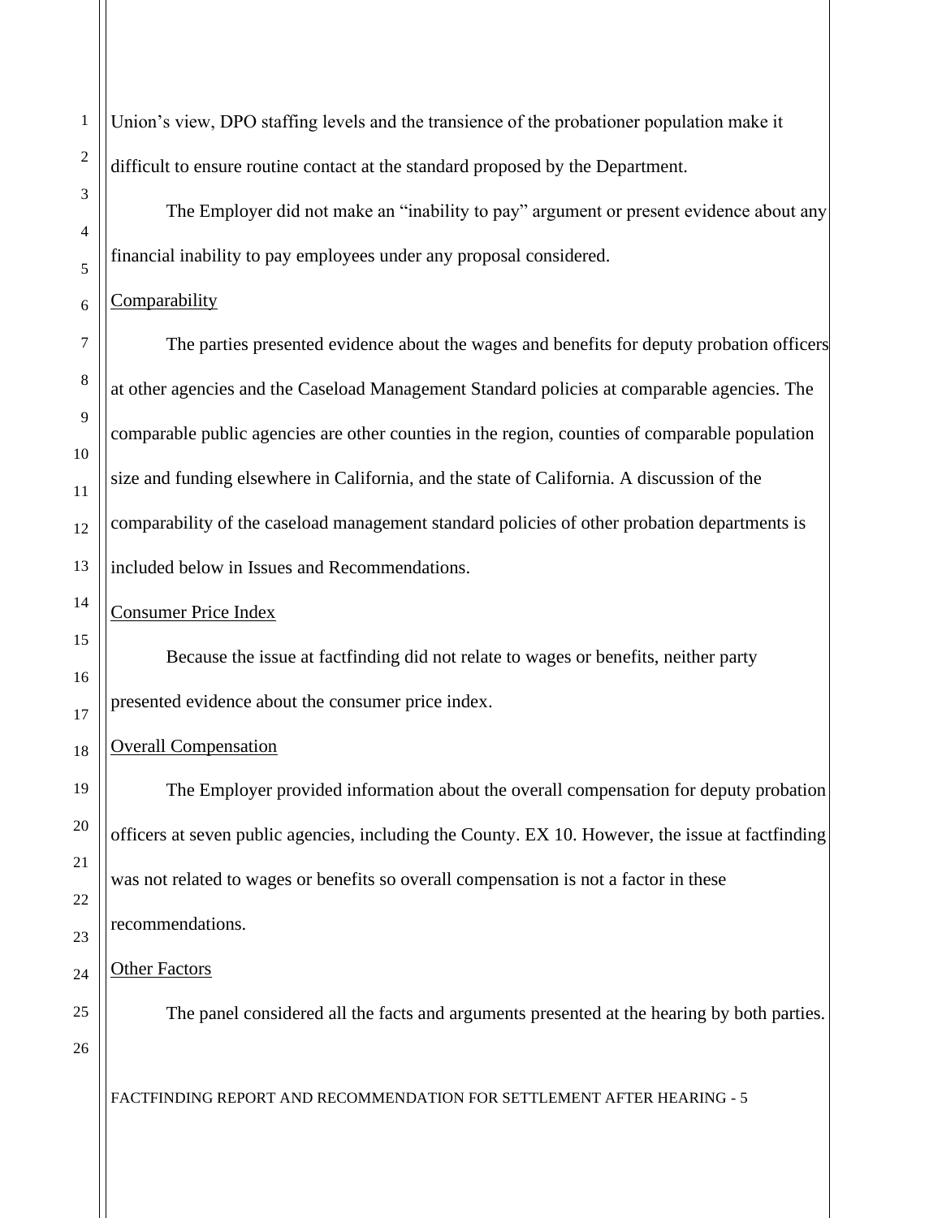Union's view, DPO staffing levels and the transience of the probationer population make it difficult to ensure routine contact at the standard proposed by the Department.

The Employer did not make an "inability to pay" argument or present evidence about any financial inability to pay employees under any proposal considered.

<u>Comparability</u>

The parties presented evidence about the wages and benefits for deputy probation officers at other agencies and the Caseload Management Standard policies at comparable agencies. The comparable public agencies are other counties in the region, counties of comparable population size and funding elsewhere in California, and the state of California. A discussion of the comparability of the caseload management standard policies of other probation departments is included below in Issues and Recommendations.

<u>Consumer Price Index</u>

Because the issue at factfinding did not relate to wages or benefits, neither party presented evidence about the consumer price index.

<u>Overall Compensation</u>

The Employer provided information about the overall compensation for deputy probation officers at seven public agencies, including the County. EX 10. However, the issue at factfinding was not related to wages or benefits so overall compensation is not a factor in these recommendations.

<u>Other Factors</u>

The panel considered all the facts and arguments presented at the hearing by both parties.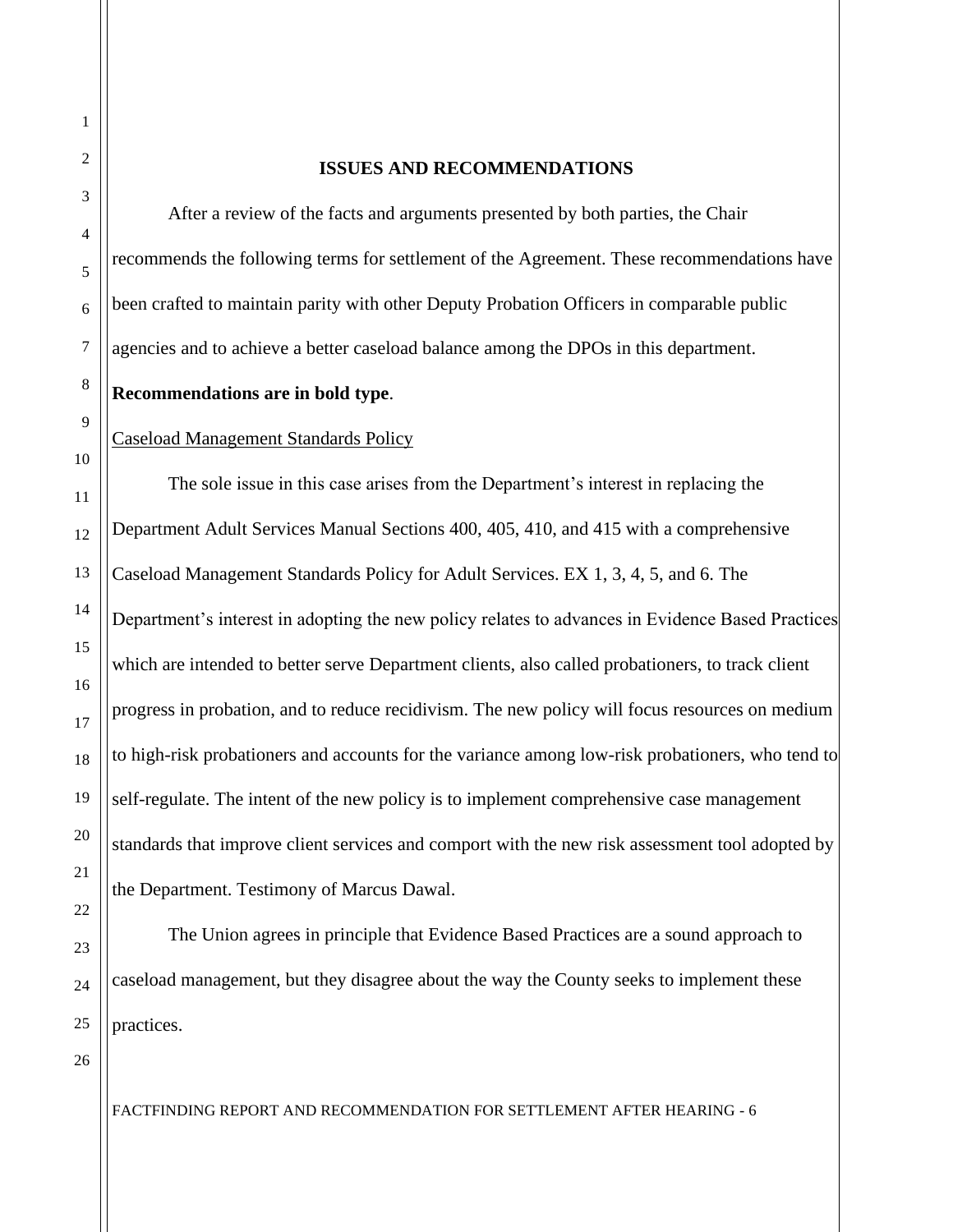## ISSUES AND RECOMMENDATIONS

After a review of the facts and arguments presented by both parties, the Chair recommends the following terms for settlement of the Agreement. These recommendations have been crafted to maintain parity with other Deputy Probation Officers in comparable public agencies and to achieve a better caseload balance among the DPOs in this department.

**Recommendations are in bold type**.

Caseload Management Standards Policy

The sole issue in this case arises from the Department's interest in replacing the Department Adult Services Manual Sections 400, 405, 410, and 415 with a comprehensive Caseload Management Standards Policy for Adult Services. EX 1, 3, 4, 5, and 6. The Department's interest in adopting the new policy relates to advances in Evidence Based Practices which are intended to better serve Department clients, also called probationers, to track client progress in probation, and to reduce recidivism. The new policy will focus resources on medium to high-risk probationers and accounts for the variance among low-risk probationers, who tend to self-regulate. The intent of the new policy is to implement comprehensive case management standards that improve client services and comport with the new risk assessment tool adopted by the Department. Testimony of Marcus Dawal.

The Union agrees in principle that Evidence Based Practices are a sound approach to caseload management, but they disagree about the way the County seeks to implement these practices.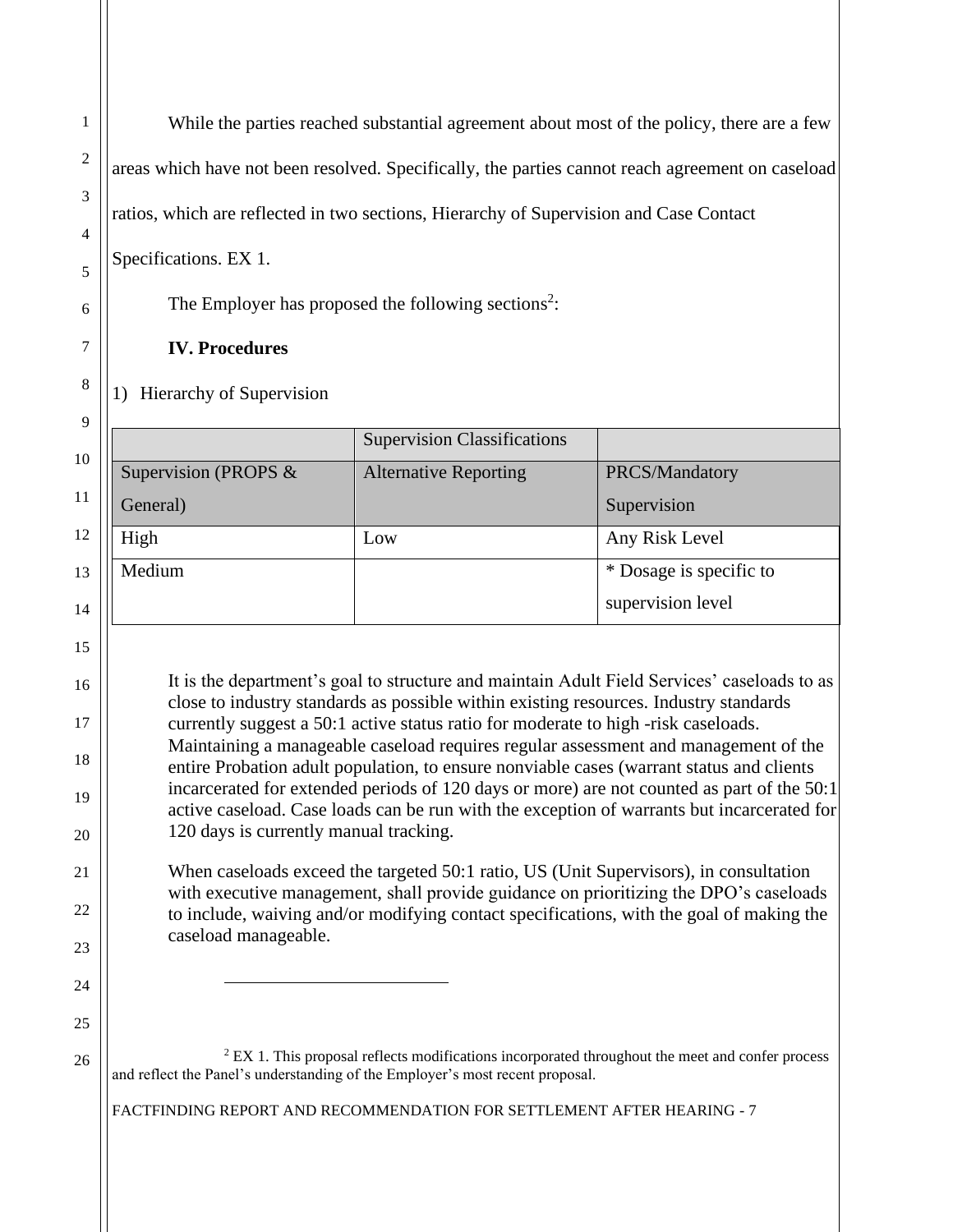While the parties reached substantial agreement about most of the policy, there are a few areas which have not been resolved. Specifically, the parties cannot reach agreement on caseload ratios, which are reflected in two sections, Hierarchy of Supervision and Case Contact Specifications. EX 1.

The Employer has proposed the following sections[2]:

**IV. Procedures**

1) Hierarchy of Supervision

| | Supervision Classifications | |
|---|---|---|
| Supervision (PROPS & General) | Alternative Reporting | PRCS/Mandatory Supervision |
| High | Low | Any Risk Level |
| Medium | | * Dosage is specific to supervision level |

> It is the department's goal to structure and maintain Adult Field Services' caseloads to as close to industry standards as possible within existing resources. Industry standards currently suggest a 50:1 active status ratio for moderate to high -risk caseloads. Maintaining a manageable caseload requires regular assessment and management of the entire Probation adult population, to ensure nonviable cases (warrant status and clients incarcerated for extended periods of 120 days or more) are not counted as part of the 50:1 active caseload. Case loads can be run with the exception of warrants but incarcerated for 120 days is currently manual tracking.
>
> When caseloads exceed the targeted 50:1 ratio, US (Unit Supervisors), in consultation with executive management, shall provide guidance on prioritizing the DPO's caseloads to include, waiving and/or modifying contact specifications, with the goal of making the caseload manageable.

---

[2] EX 1. This proposal reflects modifications incorporated throughout the meet and confer process and reflect the Panel's understanding of the Employer's most recent proposal.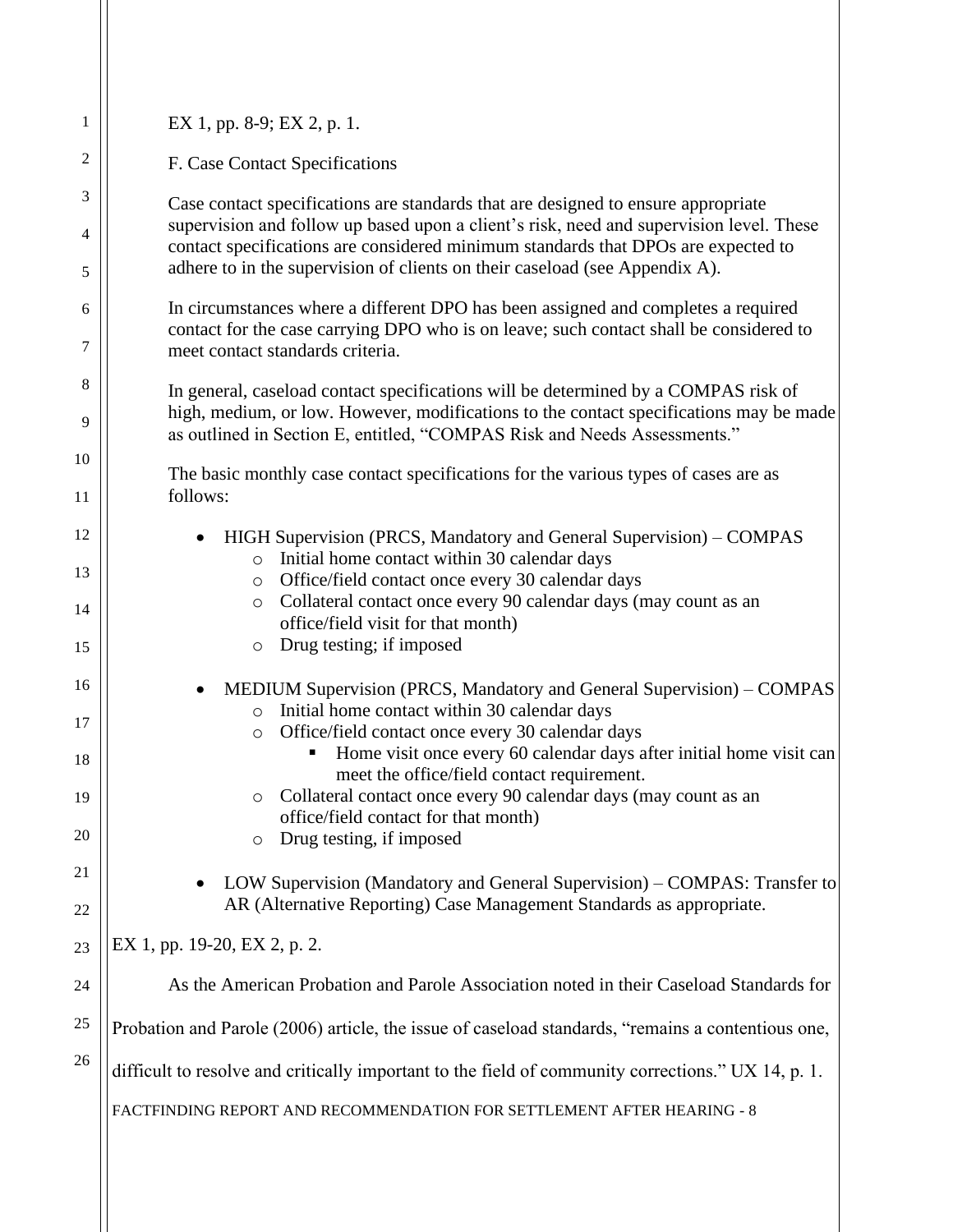EX 1, pp. 8-9; EX 2, p. 1.

F. Case Contact Specifications

Case contact specifications are standards that are designed to ensure appropriate supervision and follow up based upon a client's risk, need and supervision level. These contact specifications are considered minimum standards that DPOs are expected to adhere to in the supervision of clients on their caseload (see Appendix A).

In circumstances where a different DPO has been assigned and completes a required contact for the case carrying DPO who is on leave; such contact shall be considered to meet contact standards criteria.

In general, caseload contact specifications will be determined by a COMPAS risk of high, medium, or low. However, modifications to the contact specifications may be made as outlined in Section E, entitled, "COMPAS Risk and Needs Assessments."

The basic monthly case contact specifications for the various types of cases are as follows:

- HIGH Supervision (PRCS, Mandatory and General Supervision) – COMPAS
    - Initial home contact within 30 calendar days
    - Office/field contact once every 30 calendar days
    - Collateral contact once every 90 calendar days (may count as an office/field visit for that month)
    - Drug testing; if imposed
- MEDIUM Supervision (PRCS, Mandatory and General Supervision) – COMPAS
    - Initial home contact within 30 calendar days
    - Office/field contact once every 30 calendar days
        - Home visit once every 60 calendar days after initial home visit can meet the office/field contact requirement.
    - Collateral contact once every 90 calendar days (may count as an office/field contact for that month)
    - Drug testing, if imposed
- LOW Supervision (Mandatory and General Supervision) – COMPAS: Transfer to AR (Alternative Reporting) Case Management Standards as appropriate.

EX 1, pp. 19-20, EX 2, p. 2.

As the American Probation and Parole Association noted in their Caseload Standards for Probation and Parole (2006) article, the issue of caseload standards, "remains a contentious one, difficult to resolve and critically important to the field of community corrections." UX 14, p. 1.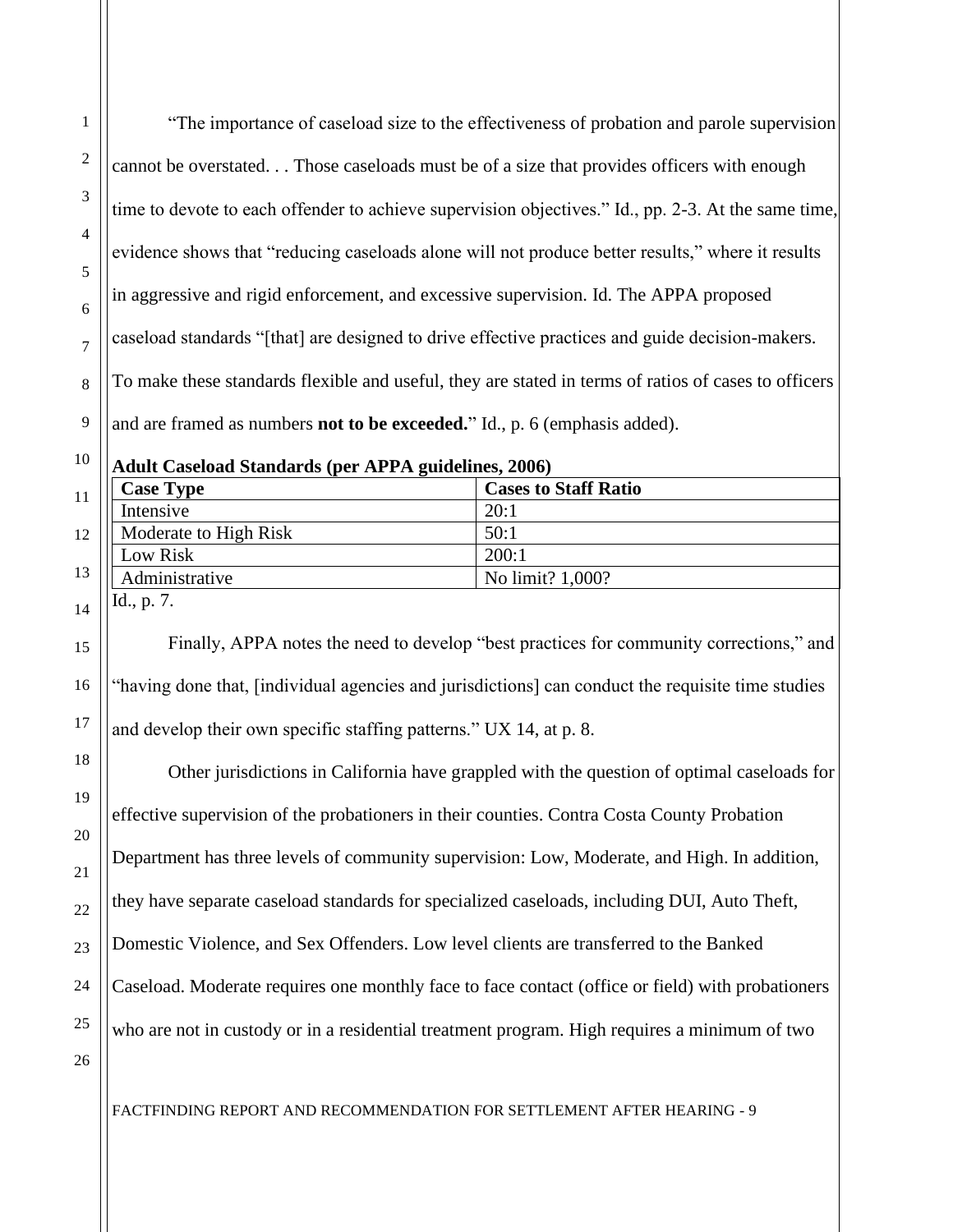"The importance of caseload size to the effectiveness of probation and parole supervision cannot be overstated. . . Those caseloads must be of a size that provides officers with enough time to devote to each offender to achieve supervision objectives." Id., pp. 2-3. At the same time, evidence shows that "reducing caseloads alone will not produce better results," where it results in aggressive and rigid enforcement, and excessive supervision. Id. The APPA proposed caseload standards "[that] are designed to drive effective practices and guide decision-makers. To make these standards flexible and useful, they are stated in terms of ratios of cases to officers and are framed as numbers **not to be exceeded.**" Id., p. 6 (emphasis added).

**Adult Caseload Standards (per APPA guidelines, 2006)**

| Case Type | Cases to Staff Ratio |
|---|---|
| Intensive | 20:1 |
| Moderate to High Risk | 50:1 |
| Low Risk | 200:1 |
| Administrative | No limit? 1,000? |

Id., p. 7.

Finally, APPA notes the need to develop "best practices for community corrections," and "having done that, [individual agencies and jurisdictions] can conduct the requisite time studies and develop their own specific staffing patterns." UX 14, at p. 8.

Other jurisdictions in California have grappled with the question of optimal caseloads for effective supervision of the probationers in their counties. Contra Costa County Probation Department has three levels of community supervision: Low, Moderate, and High. In addition, they have separate caseload standards for specialized caseloads, including DUI, Auto Theft, Domestic Violence, and Sex Offenders. Low level clients are transferred to the Banked Caseload. Moderate requires one monthly face to face contact (office or field) with probationers who are not in custody or in a residential treatment program. High requires a minimum of two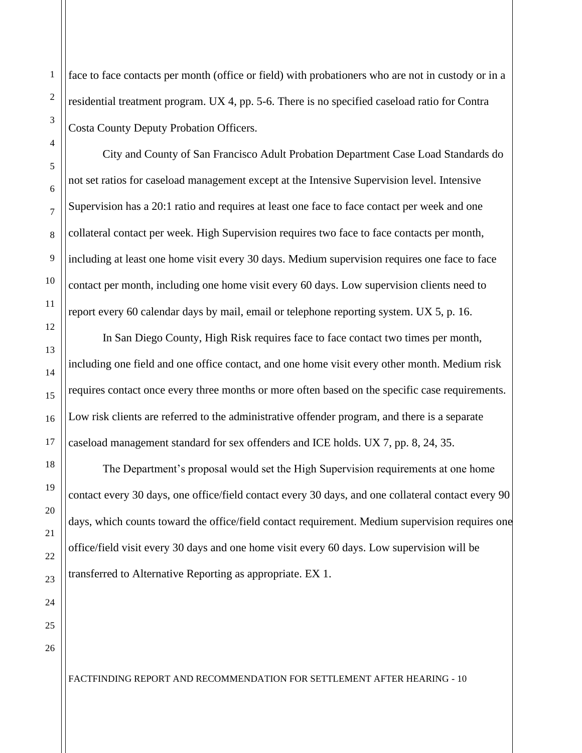face to face contacts per month (office or field) with probationers who are not in custody or in a residential treatment program. UX 4, pp. 5-6. There is no specified caseload ratio for Contra Costa County Deputy Probation Officers.

City and County of San Francisco Adult Probation Department Case Load Standards do not set ratios for caseload management except at the Intensive Supervision level. Intensive Supervision has a 20:1 ratio and requires at least one face to face contact per week and one collateral contact per week. High Supervision requires two face to face contacts per month, including at least one home visit every 30 days. Medium supervision requires one face to face contact per month, including one home visit every 60 days. Low supervision clients need to report every 60 calendar days by mail, email or telephone reporting system. UX 5, p. 16.

In San Diego County, High Risk requires face to face contact two times per month, including one field and one office contact, and one home visit every other month. Medium risk requires contact once every three months or more often based on the specific case requirements. Low risk clients are referred to the administrative offender program, and there is a separate caseload management standard for sex offenders and ICE holds. UX 7, pp. 8, 24, 35.

The Department's proposal would set the High Supervision requirements at one home contact every 30 days, one office/field contact every 30 days, and one collateral contact every 90 days, which counts toward the office/field contact requirement. Medium supervision requires one office/field visit every 30 days and one home visit every 60 days. Low supervision will be transferred to Alternative Reporting as appropriate. EX 1.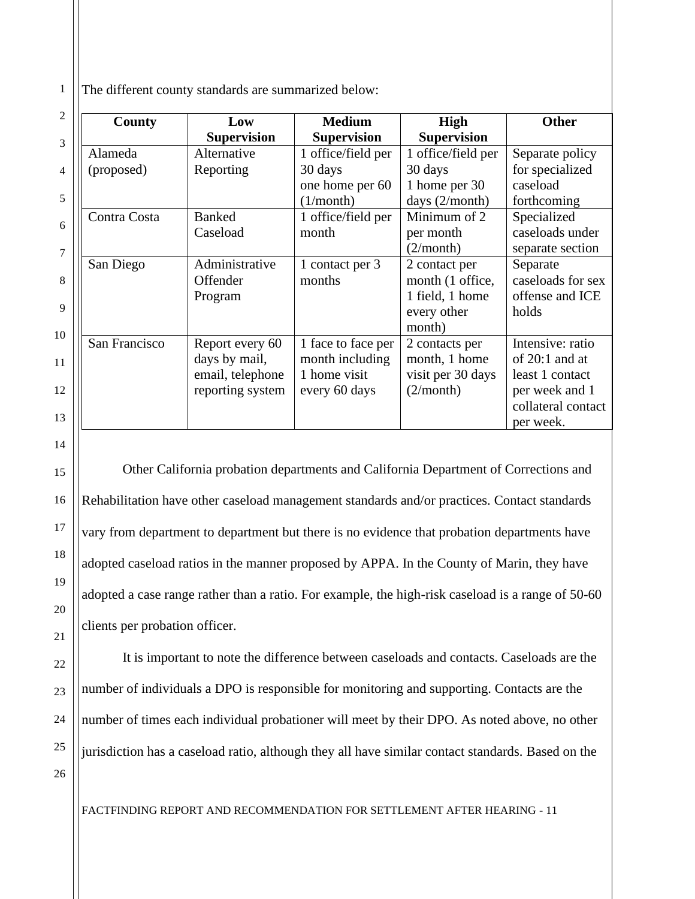The different county standards are summarized below:

| County | Low Supervision | Medium Supervision | High Supervision | Other |
|---|---|---|---|---|
| Alameda (proposed) | Alternative Reporting | 1 office/field per 30 days one home per 60 (1/month) | 1 office/field per 30 days 1 home per 30 days (2/month) | Separate policy for specialized caseload forthcoming |
| Contra Costa | Banked Caseload | 1 office/field per month | Minimum of 2 per month (2/month) | Specialized caseloads under separate section |
| San Diego | Administrative Offender Program | 1 contact per 3 months | 2 contact per month (1 office, 1 field, 1 home every other month) | Separate caseloads for sex offense and ICE holds |
| San Francisco | Report every 60 days by mail, email, telephone reporting system | 1 face to face per month including 1 home visit every 60 days | 2 contacts per month, 1 home visit per 30 days (2/month) | Intensive: ratio of 20:1 and at least 1 contact per week and 1 collateral contact per week. |

Other California probation departments and California Department of Corrections and Rehabilitation have other caseload management standards and/or practices. Contact standards vary from department to department but there is no evidence that probation departments have adopted caseload ratios in the manner proposed by APPA. In the County of Marin, they have adopted a case range rather than a ratio. For example, the high-risk caseload is a range of 50-60 clients per probation officer.

It is important to note the difference between caseloads and contacts. Caseloads are the number of individuals a DPO is responsible for monitoring and supporting. Contacts are the number of times each individual probationer will meet by their DPO. As noted above, no other jurisdiction has a caseload ratio, although they all have similar contact standards. Based on the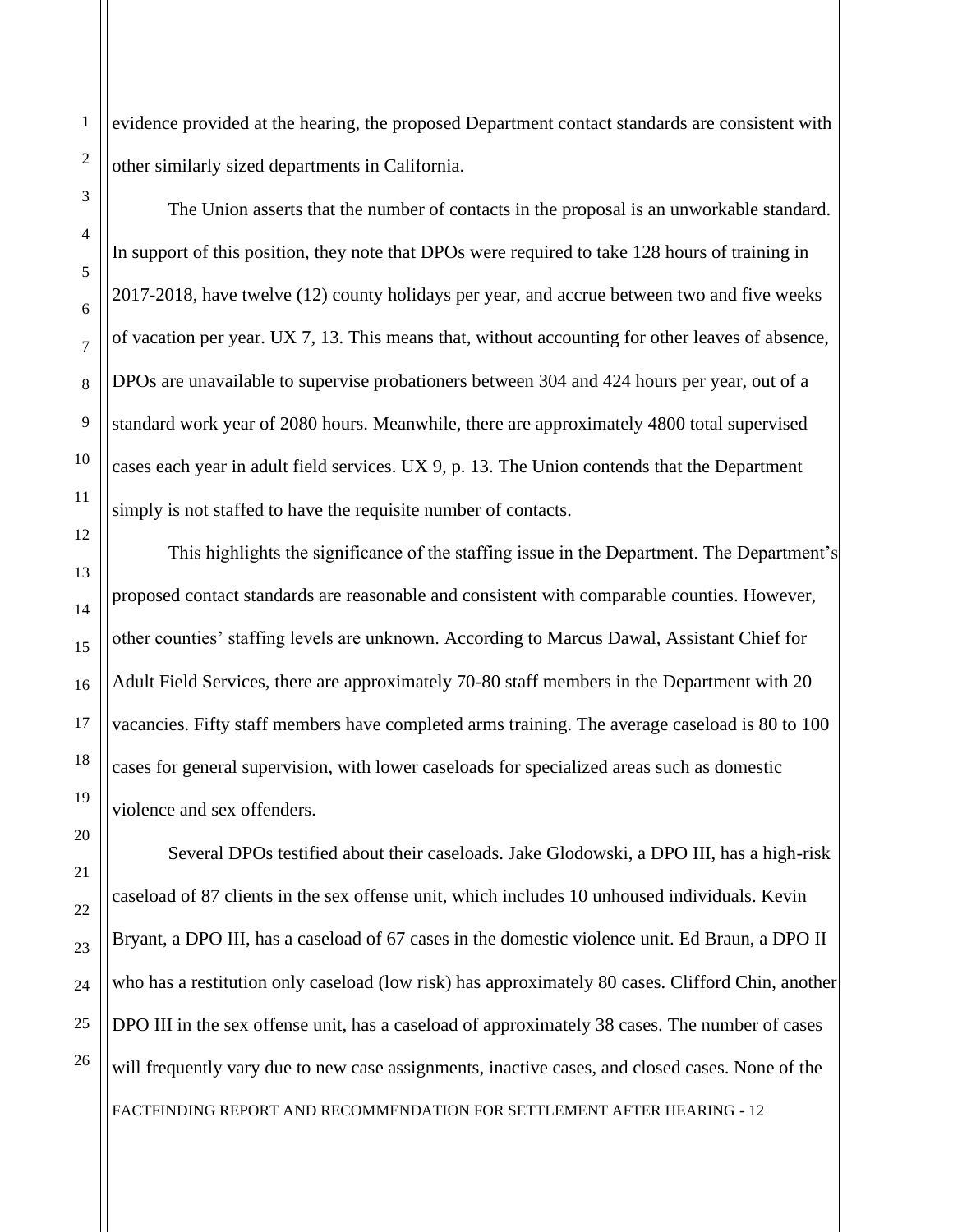evidence provided at the hearing, the proposed Department contact standards are consistent with other similarly sized departments in California.

The Union asserts that the number of contacts in the proposal is an unworkable standard. In support of this position, they note that DPOs were required to take 128 hours of training in 2017-2018, have twelve (12) county holidays per year, and accrue between two and five weeks of vacation per year. UX 7, 13. This means that, without accounting for other leaves of absence, DPOs are unavailable to supervise probationers between 304 and 424 hours per year, out of a standard work year of 2080 hours. Meanwhile, there are approximately 4800 total supervised cases each year in adult field services. UX 9, p. 13. The Union contends that the Department simply is not staffed to have the requisite number of contacts.

This highlights the significance of the staffing issue in the Department. The Department's proposed contact standards are reasonable and consistent with comparable counties. However, other counties' staffing levels are unknown. According to Marcus Dawal, Assistant Chief for Adult Field Services, there are approximately 70-80 staff members in the Department with 20 vacancies. Fifty staff members have completed arms training. The average caseload is 80 to 100 cases for general supervision, with lower caseloads for specialized areas such as domestic violence and sex offenders.

Several DPOs testified about their caseloads. Jake Glodowski, a DPO III, has a high-risk caseload of 87 clients in the sex offense unit, which includes 10 unhoused individuals. Kevin Bryant, a DPO III, has a caseload of 67 cases in the domestic violence unit. Ed Braun, a DPO II who has a restitution only caseload (low risk) has approximately 80 cases. Clifford Chin, another DPO III in the sex offense unit, has a caseload of approximately 38 cases. The number of cases will frequently vary due to new case assignments, inactive cases, and closed cases. None of the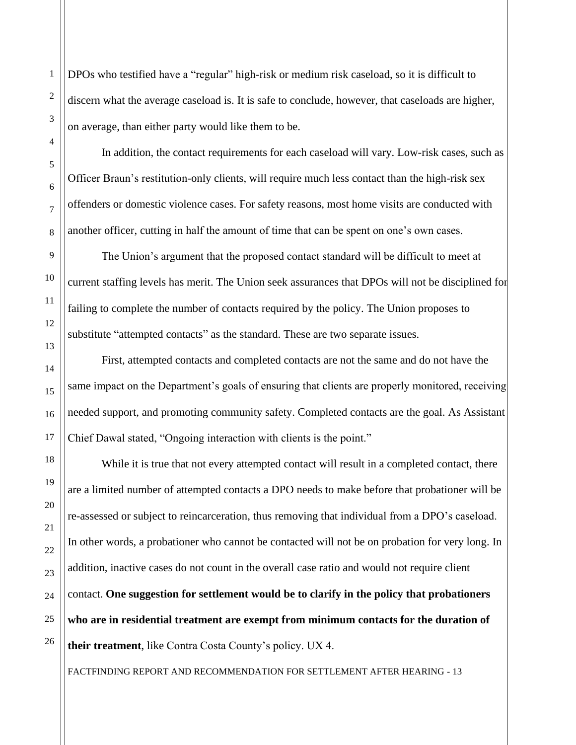DPOs who testified have a "regular" high-risk or medium risk caseload, so it is difficult to discern what the average caseload is. It is safe to conclude, however, that caseloads are higher, on average, than either party would like them to be.

In addition, the contact requirements for each caseload will vary. Low-risk cases, such as Officer Braun's restitution-only clients, will require much less contact than the high-risk sex offenders or domestic violence cases. For safety reasons, most home visits are conducted with another officer, cutting in half the amount of time that can be spent on one's own cases.

The Union's argument that the proposed contact standard will be difficult to meet at current staffing levels has merit. The Union seek assurances that DPOs will not be disciplined for failing to complete the number of contacts required by the policy. The Union proposes to substitute "attempted contacts" as the standard. These are two separate issues.

First, attempted contacts and completed contacts are not the same and do not have the same impact on the Department's goals of ensuring that clients are properly monitored, receiving needed support, and promoting community safety. Completed contacts are the goal. As Assistant Chief Dawal stated, "Ongoing interaction with clients is the point."

While it is true that not every attempted contact will result in a completed contact, there are a limited number of attempted contacts a DPO needs to make before that probationer will be re-assessed or subject to reincarceration, thus removing that individual from a DPO's caseload. In other words, a probationer who cannot be contacted will not be on probation for very long. In addition, inactive cases do not count in the overall case ratio and would not require client contact. **One suggestion for settlement would be to clarify in the policy that probationers who are in residential treatment are exempt from minimum contacts for the duration of their treatment**, like Contra Costa County's policy. UX 4.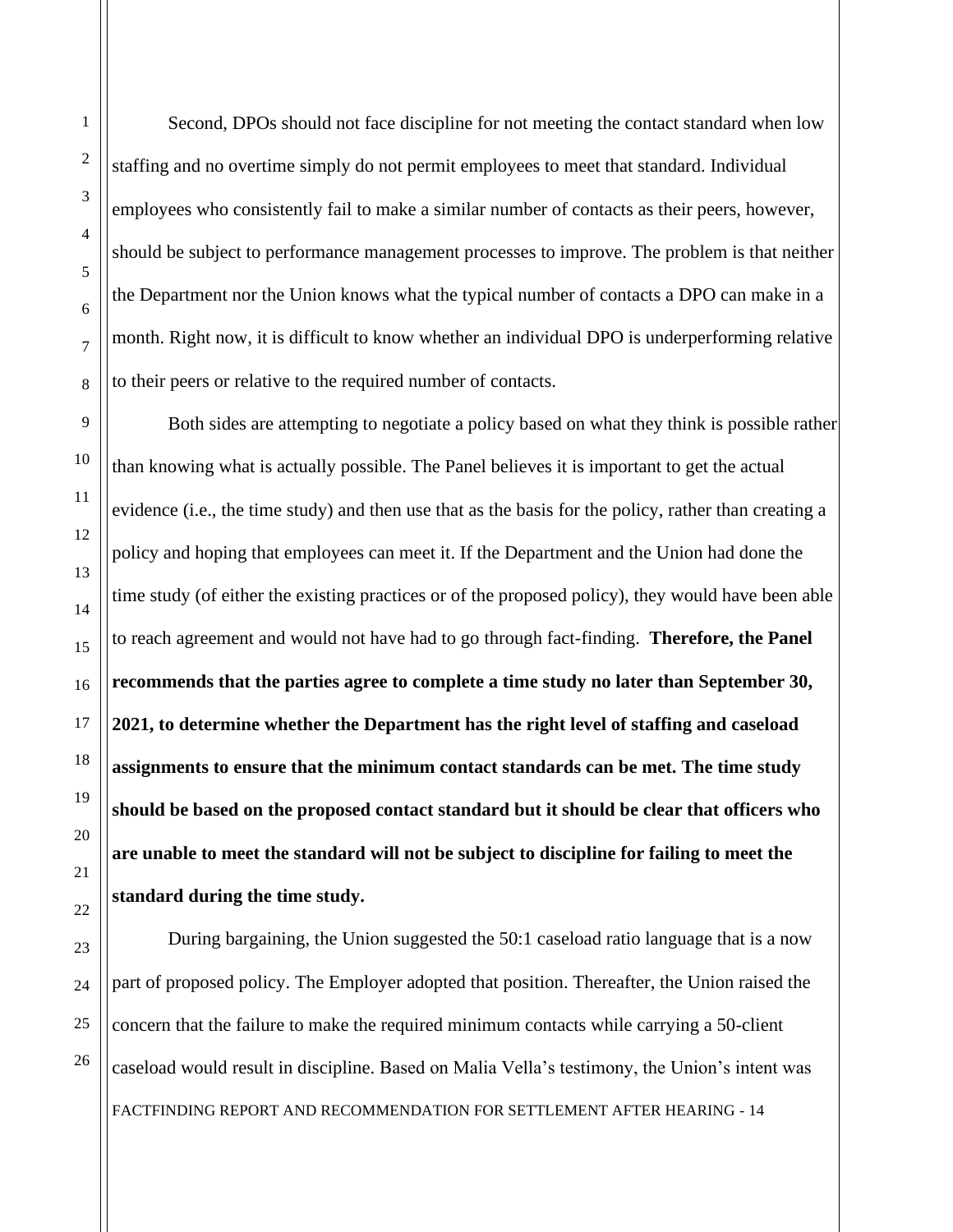Second, DPOs should not face discipline for not meeting the contact standard when low staffing and no overtime simply do not permit employees to meet that standard. Individual employees who consistently fail to make a similar number of contacts as their peers, however, should be subject to performance management processes to improve. The problem is that neither the Department nor the Union knows what the typical number of contacts a DPO can make in a month. Right now, it is difficult to know whether an individual DPO is underperforming relative to their peers or relative to the required number of contacts.

Both sides are attempting to negotiate a policy based on what they think is possible rather than knowing what is actually possible. The Panel believes it is important to get the actual evidence (i.e., the time study) and then use that as the basis for the policy, rather than creating a policy and hoping that employees can meet it. If the Department and the Union had done the time study (of either the existing practices or of the proposed policy), they would have been able to reach agreement and would not have had to go through fact-finding. **Therefore, the Panel recommends that the parties agree to complete a time study no later than September 30, 2021, to determine whether the Department has the right level of staffing and caseload assignments to ensure that the minimum contact standards can be met. The time study should be based on the proposed contact standard but it should be clear that officers who are unable to meet the standard will not be subject to discipline for failing to meet the standard during the time study.**

During bargaining, the Union suggested the 50:1 caseload ratio language that is a now part of proposed policy. The Employer adopted that position. Thereafter, the Union raised the concern that the failure to make the required minimum contacts while carrying a 50-client caseload would result in discipline. Based on Malia Vella's testimony, the Union's intent was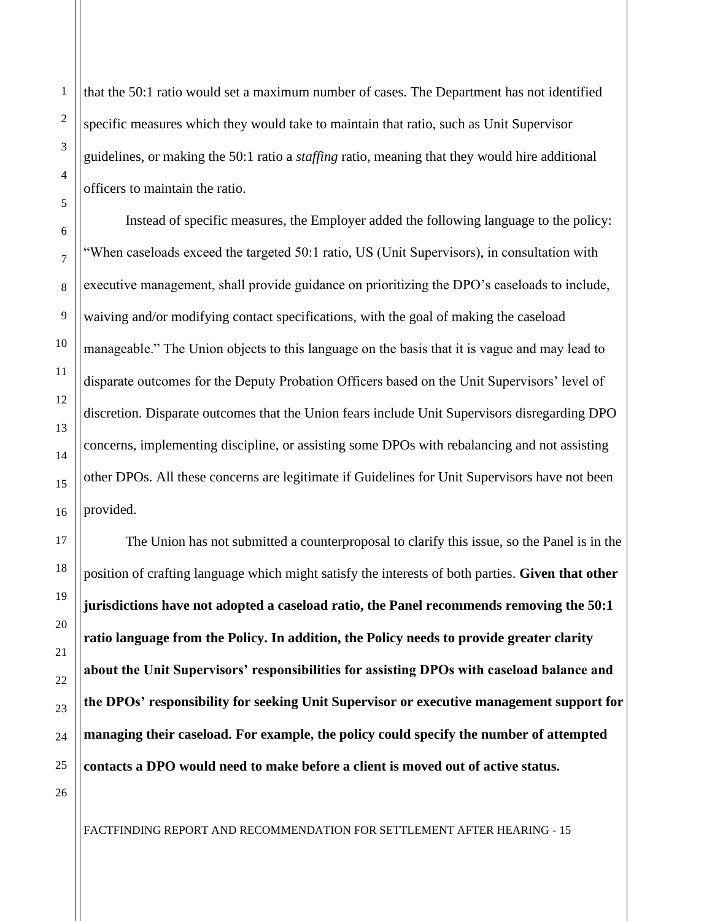that the 50:1 ratio would set a maximum number of cases. The Department has not identified specific measures which they would take to maintain that ratio, such as Unit Supervisor guidelines, or making the 50:1 ratio a *staffing* ratio, meaning that they would hire additional officers to maintain the ratio.

Instead of specific measures, the Employer added the following language to the policy: "When caseloads exceed the targeted 50:1 ratio, US (Unit Supervisors), in consultation with executive management, shall provide guidance on prioritizing the DPO's caseloads to include, waiving and/or modifying contact specifications, with the goal of making the caseload manageable." The Union objects to this language on the basis that it is vague and may lead to disparate outcomes for the Deputy Probation Officers based on the Unit Supervisors' level of discretion. Disparate outcomes that the Union fears include Unit Supervisors disregarding DPO concerns, implementing discipline, or assisting some DPOs with rebalancing and not assisting other DPOs. All these concerns are legitimate if Guidelines for Unit Supervisors have not been provided.

The Union has not submitted a counterproposal to clarify this issue, so the Panel is in the position of crafting language which might satisfy the interests of both parties. **Given that other jurisdictions have not adopted a caseload ratio, the Panel recommends removing the 50:1 ratio language from the Policy. In addition, the Policy needs to provide greater clarity about the Unit Supervisors' responsibilities for assisting DPOs with caseload balance and the DPOs' responsibility for seeking Unit Supervisor or executive management support for managing their caseload. For example, the policy could specify the number of attempted contacts a DPO would need to make before a client is moved out of active status.**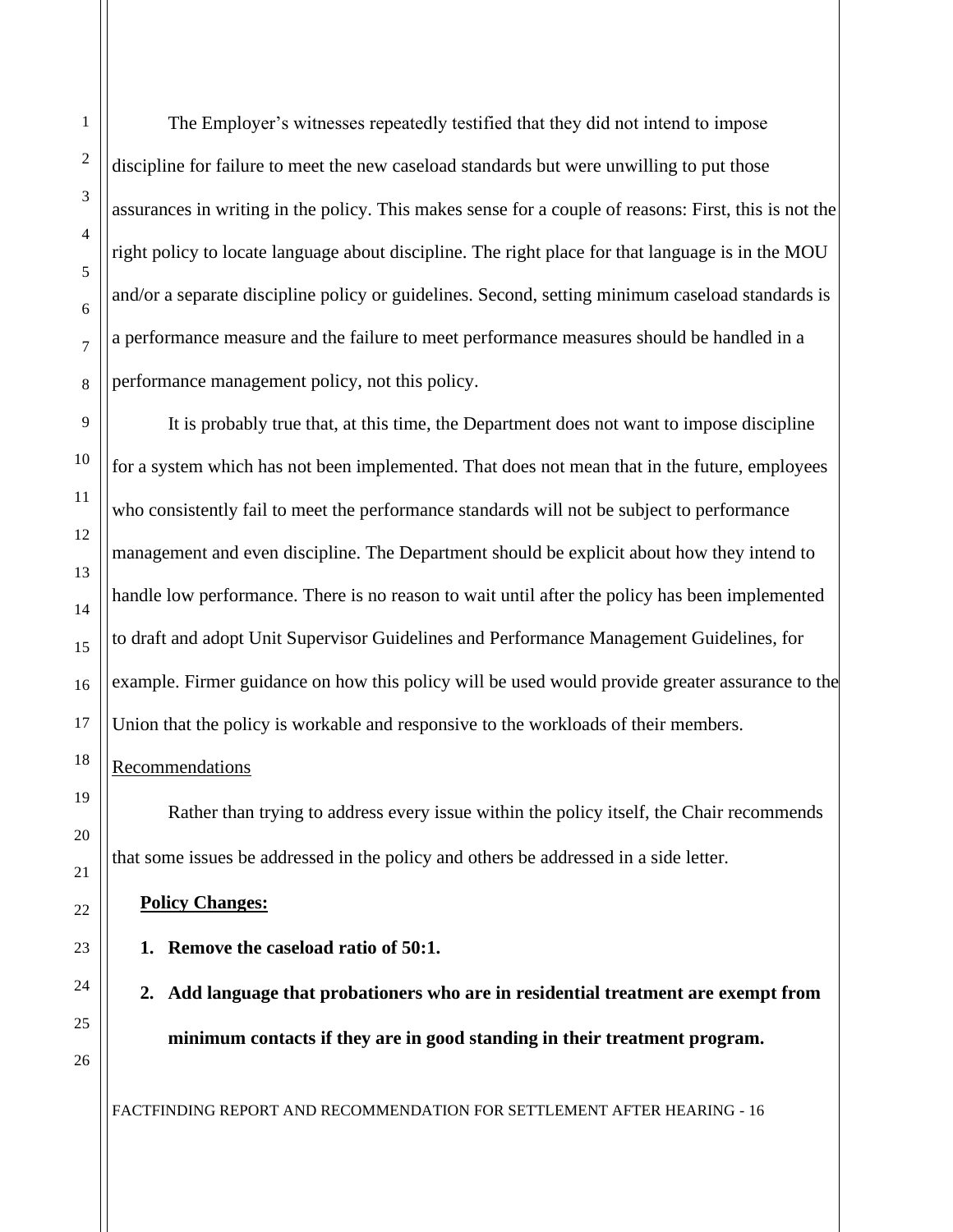The Employer's witnesses repeatedly testified that they did not intend to impose discipline for failure to meet the new caseload standards but were unwilling to put those assurances in writing in the policy. This makes sense for a couple of reasons: First, this is not the right policy to locate language about discipline. The right place for that language is in the MOU and/or a separate discipline policy or guidelines. Second, setting minimum caseload standards is a performance measure and the failure to meet performance measures should be handled in a performance management policy, not this policy.

It is probably true that, at this time, the Department does not want to impose discipline for a system which has not been implemented. That does not mean that in the future, employees who consistently fail to meet the performance standards will not be subject to performance management and even discipline. The Department should be explicit about how they intend to handle low performance. There is no reason to wait until after the policy has been implemented to draft and adopt Unit Supervisor Guidelines and Performance Management Guidelines, for example. Firmer guidance on how this policy will be used would provide greater assurance to the Union that the policy is workable and responsive to the workloads of their members.

<u>Recommendations</u>

Rather than trying to address every issue within the policy itself, the Chair recommends that some issues be addressed in the policy and others be addressed in a side letter.

**<u>Policy Changes:</u>**

1. **Remove the caseload ratio of 50:1.**
2. **Add language that probationers who are in residential treatment are exempt from minimum contacts if they are in good standing in their treatment program.**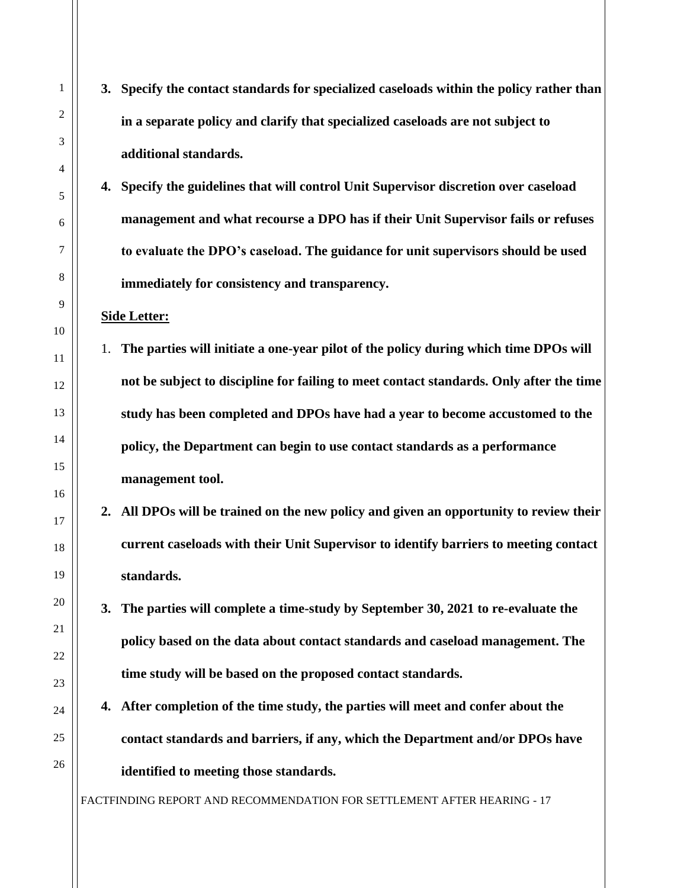3. **Specify the contact standards for specialized caseloads within the policy rather than in a separate policy and clarify that specialized caseloads are not subject to additional standards.**
4. **Specify the guidelines that will control Unit Supervisor discretion over caseload management and what recourse a DPO has if their Unit Supervisor fails or refuses to evaluate the DPO's caseload. The guidance for unit supervisors should be used immediately for consistency and transparency.**

**Side Letter:**

1. **The parties will initiate a one-year pilot of the policy during which time DPOs will not be subject to discipline for failing to meet contact standards. Only after the time study has been completed and DPOs have had a year to become accustomed to the policy, the Department can begin to use contact standards as a performance management tool.**
2. **All DPOs will be trained on the new policy and given an opportunity to review their current caseloads with their Unit Supervisor to identify barriers to meeting contact standards.**
3. **The parties will complete a time-study by September 30, 2021 to re-evaluate the policy based on the data about contact standards and caseload management. The time study will be based on the proposed contact standards.**
4. **After completion of the time study, the parties will meet and confer about the contact standards and barriers, if any, which the Department and/or DPOs have identified to meeting those standards.**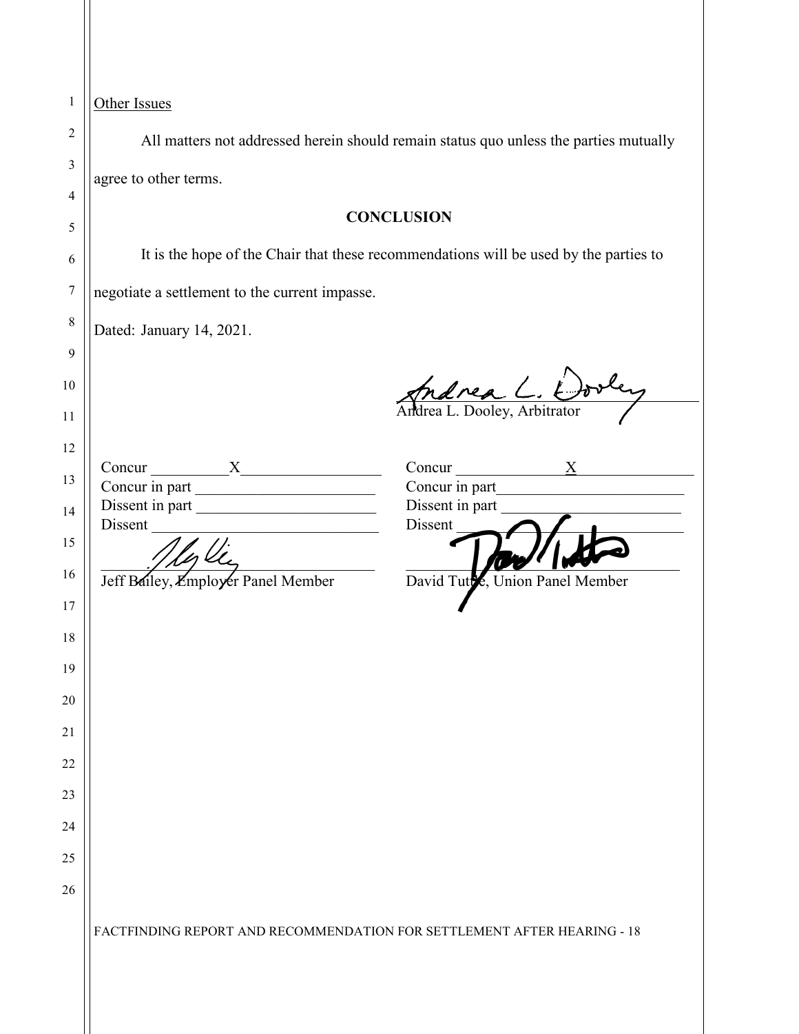Other Issues

All matters not addressed herein should remain status quo unless the parties mutually agree to other terms.

**CONCLUSION**

It is the hope of the Chair that these recommendations will be used by the parties to negotiate a settlement to the current impasse.

Dated: January 14, 2021.

Andrea L. Dooley, Arbitrator

Concur X
Concur in part
Dissent in part
Dissent

Jeff Bailey, Employer Panel Member

Concur X
Concur in part
Dissent in part
Dissent

David Tuttle, Union Panel Member